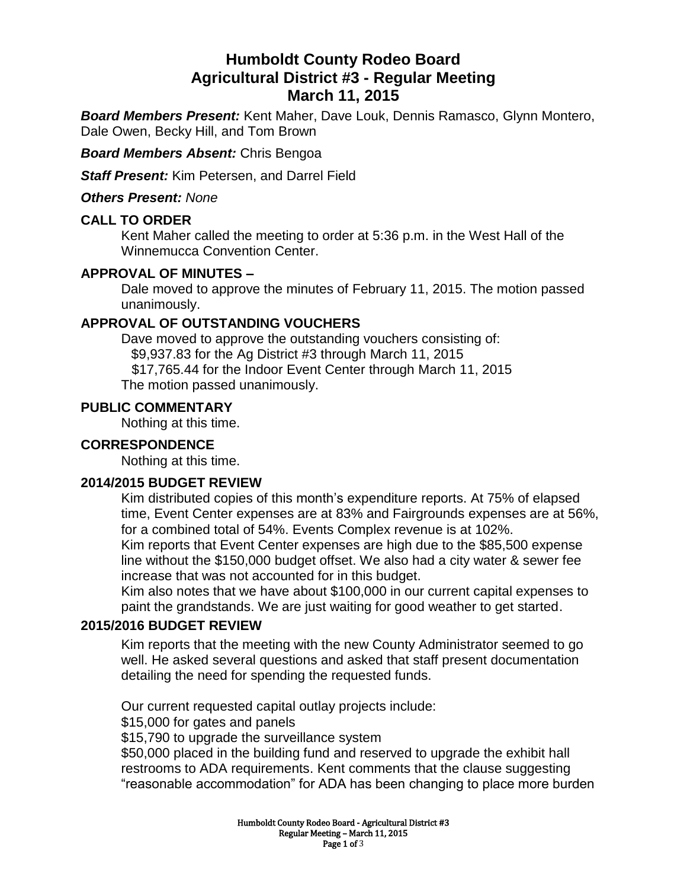# Humboldt County Rodeo Board
# Agricultural District #3 - Regular Meeting
# March 11, 2015

***Board Members Present:*** Kent Maher, Dave Louk, Dennis Ramasco, Glynn Montero, Dale Owen, Becky Hill, and Tom Brown

***Board Members Absent:*** Chris Bengoa

***Staff Present:*** Kim Petersen, and Darrel Field

***Others Present:*** *None*

## CALL TO ORDER

Kent Maher called the meeting to order at 5:36 p.m. in the West Hall of the Winnemucca Convention Center.

## APPROVAL OF MINUTES –

Dale moved to approve the minutes of February 11, 2015. The motion passed unanimously.

## APPROVAL OF OUTSTANDING VOUCHERS

Dave moved to approve the outstanding vouchers consisting of:
$9,937.83 for the Ag District #3 through March 11, 2015
$17,765.44 for the Indoor Event Center through March 11, 2015
The motion passed unanimously.

## PUBLIC COMMENTARY

Nothing at this time.

## CORRESPONDENCE

Nothing at this time.

## 2014/2015 BUDGET REVIEW

Kim distributed copies of this month's expenditure reports. At 75% of elapsed time, Event Center expenses are at 83% and Fairgrounds expenses are at 56%, for a combined total of 54%. Events Complex revenue is at 102%.
Kim reports that Event Center expenses are high due to the $85,500 expense line without the $150,000 budget offset. We also had a city water & sewer fee increase that was not accounted for in this budget.
Kim also notes that we have about $100,000 in our current capital expenses to paint the grandstands. We are just waiting for good weather to get started.

## 2015/2016 BUDGET REVIEW

Kim reports that the meeting with the new County Administrator seemed to go well. He asked several questions and asked that staff present documentation detailing the need for spending the requested funds.

Our current requested capital outlay projects include:
$15,000 for gates and panels
$15,790 to upgrade the surveillance system
$50,000 placed in the building fund and reserved to upgrade the exhibit hall restrooms to ADA requirements. Kent comments that the clause suggesting "reasonable accommodation" for ADA has been changing to place more burden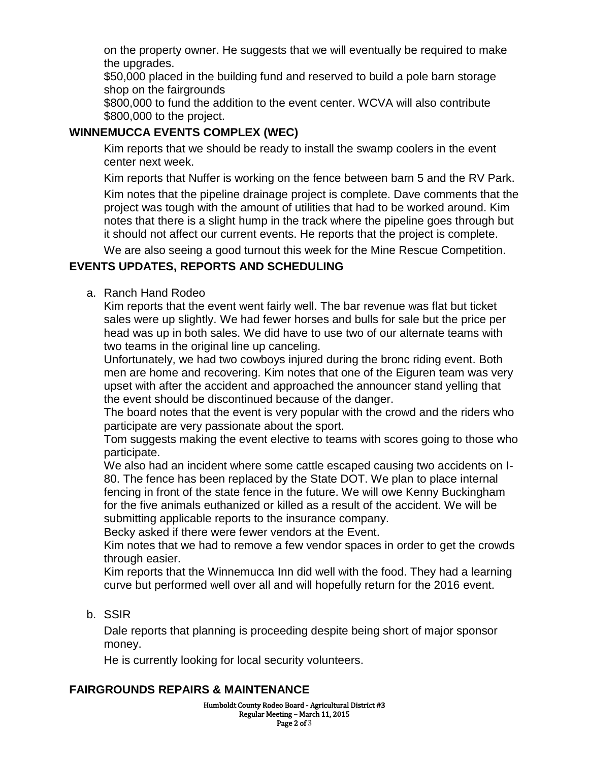on the property owner. He suggests that we will eventually be required to make the upgrades.

$50,000 placed in the building fund and reserved to build a pole barn storage shop on the fairgrounds

$800,000 to fund the addition to the event center. WCVA will also contribute $800,000 to the project.

## WINNEMUCCA EVENTS COMPLEX (WEC)

Kim reports that we should be ready to install the swamp coolers in the event center next week.

Kim reports that Nuffer is working on the fence between barn 5 and the RV Park.

Kim notes that the pipeline drainage project is complete. Dave comments that the project was tough with the amount of utilities that had to be worked around. Kim notes that there is a slight hump in the track where the pipeline goes through but it should not affect our current events. He reports that the project is complete.

We are also seeing a good turnout this week for the Mine Rescue Competition.

## EVENTS UPDATES, REPORTS AND SCHEDULING

a. Ranch Hand Rodeo

Kim reports that the event went fairly well. The bar revenue was flat but ticket sales were up slightly. We had fewer horses and bulls for sale but the price per head was up in both sales. We did have to use two of our alternate teams with two teams in the original line up canceling.

Unfortunately, we had two cowboys injured during the bronc riding event. Both men are home and recovering. Kim notes that one of the Eiguren team was very upset with after the accident and approached the announcer stand yelling that the event should be discontinued because of the danger.

The board notes that the event is very popular with the crowd and the riders who participate are very passionate about the sport.

Tom suggests making the event elective to teams with scores going to those who participate.

We also had an incident where some cattle escaped causing two accidents on I-80. The fence has been replaced by the State DOT. We plan to place internal fencing in front of the state fence in the future. We will owe Kenny Buckingham for the five animals euthanized or killed as a result of the accident. We will be submitting applicable reports to the insurance company.

Becky asked if there were fewer vendors at the Event.

Kim notes that we had to remove a few vendor spaces in order to get the crowds through easier.

Kim reports that the Winnemucca Inn did well with the food. They had a learning curve but performed well over all and will hopefully return for the 2016 event.

b. SSIR

Dale reports that planning is proceeding despite being short of major sponsor money.

He is currently looking for local security volunteers.

## FAIRGROUNDS REPAIRS & MAINTENANCE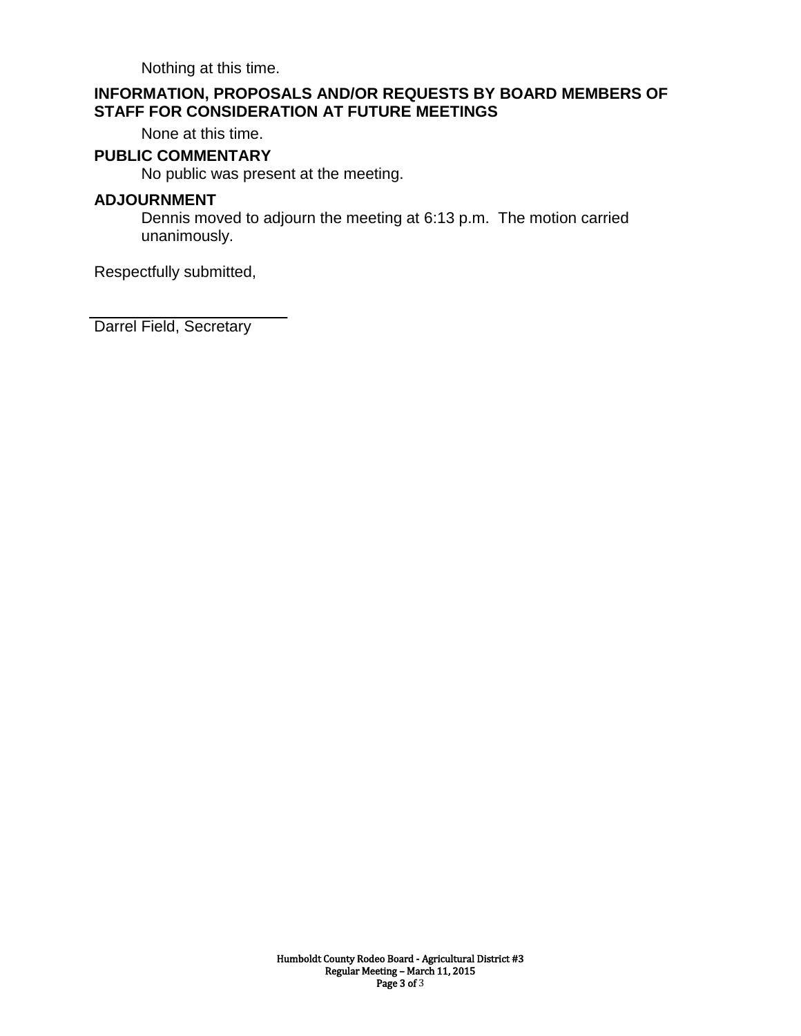Nothing at this time.

**INFORMATION, PROPOSALS AND/OR REQUESTS BY BOARD MEMBERS OF STAFF FOR CONSIDERATION AT FUTURE MEETINGS**

None at this time.

**PUBLIC COMMENTARY**

No public was present at the meeting.

**ADJOURNMENT**

Dennis moved to adjourn the meeting at 6:13 p.m. The motion carried unanimously.

Respectfully submitted,

Darrel Field, Secretary